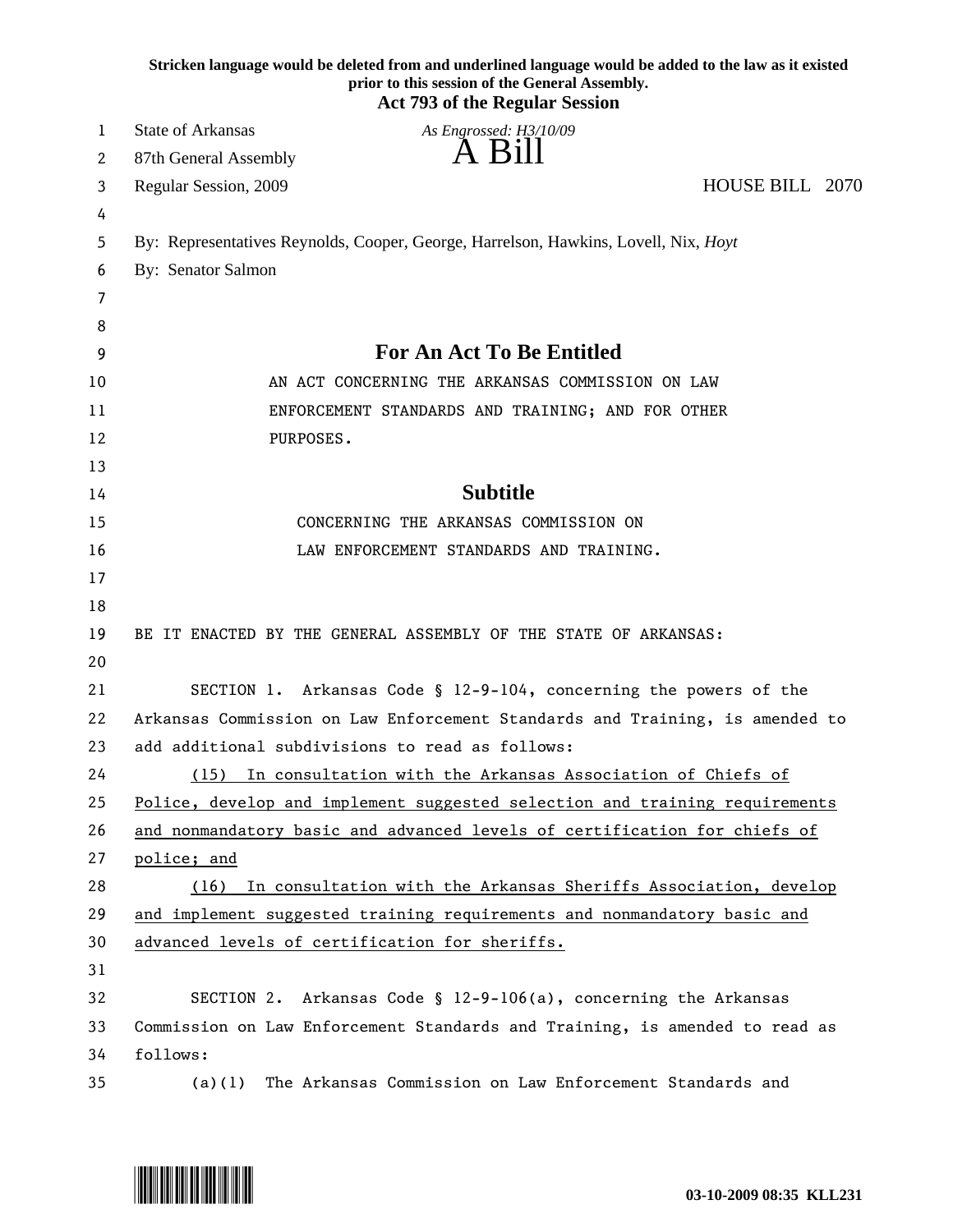**Stricken language would be deleted from and underlined language would be added to the law as it existed prior to this session of the General Assembly.**

**Act 793 of the Regular Session**

State of Arkansas *As Engrossed: H3/10/09*

87th General Assembly

# A Bill

Regular Session, 2009 HOUSE BILL 2070

By: Representatives Reynolds, Cooper, George, Harrelson, Hawkins, Lovell, Nix, *Hoyt*

By: Senator Salmon

## For An Act To Be Entitled

AN ACT CONCERNING THE ARKANSAS COMMISSION ON LAW ENFORCEMENT STANDARDS AND TRAINING; AND FOR OTHER PURPOSES.

## Subtitle

CONCERNING THE ARKANSAS COMMISSION ON LAW ENFORCEMENT STANDARDS AND TRAINING.

BE IT ENACTED BY THE GENERAL ASSEMBLY OF THE STATE OF ARKANSAS:

SECTION 1. Arkansas Code § 12-9-104, concerning the powers of the Arkansas Commission on Law Enforcement Standards and Training, is amended to add additional subdivisions to read as follows:

<u>(15) In consultation with the Arkansas Association of Chiefs of Police, develop and implement suggested selection and training requirements and nonmandatory basic and advanced levels of certification for chiefs of police; and</u>

<u>(16) In consultation with the Arkansas Sheriffs Association, develop and implement suggested training requirements and nonmandatory basic and advanced levels of certification for sheriffs.</u>

SECTION 2. Arkansas Code § 12-9-106(a), concerning the Arkansas Commission on Law Enforcement Standards and Training, is amended to read as follows:

(a)(1) The Arkansas Commission on Law Enforcement Standards and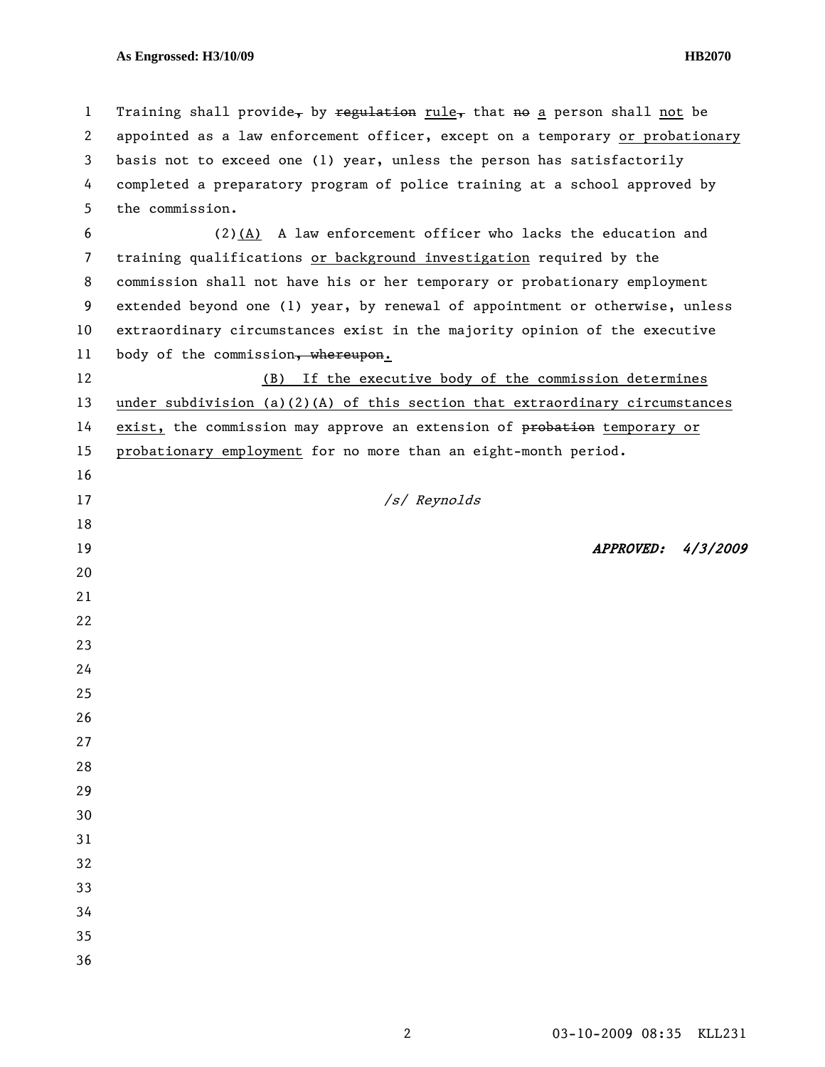Training shall provide~~,~~ by ~~regulation~~ rule~~,~~ that ~~no~~ a person shall not be appointed as a law enforcement officer, except on a temporary or probationary basis not to exceed one (1) year, unless the person has satisfactorily completed a preparatory program of police training at a school approved by the commission.

(2)(A) A law enforcement officer who lacks the education and training qualifications or background investigation required by the commission shall not have his or her temporary or probationary employment extended beyond one (1) year, by renewal of appointment or otherwise, unless extraordinary circumstances exist in the majority opinion of the executive body of the commission~~, whereupon~~.

(B) If the executive body of the commission determines under subdivision (a)(2)(A) of this section that extraordinary circumstances exist, the commission may approve an extension of ~~probation~~ temporary or probationary employment for no more than an eight-month period.

*/s/ Reynolds*

***APPROVED: 4/3/2009***